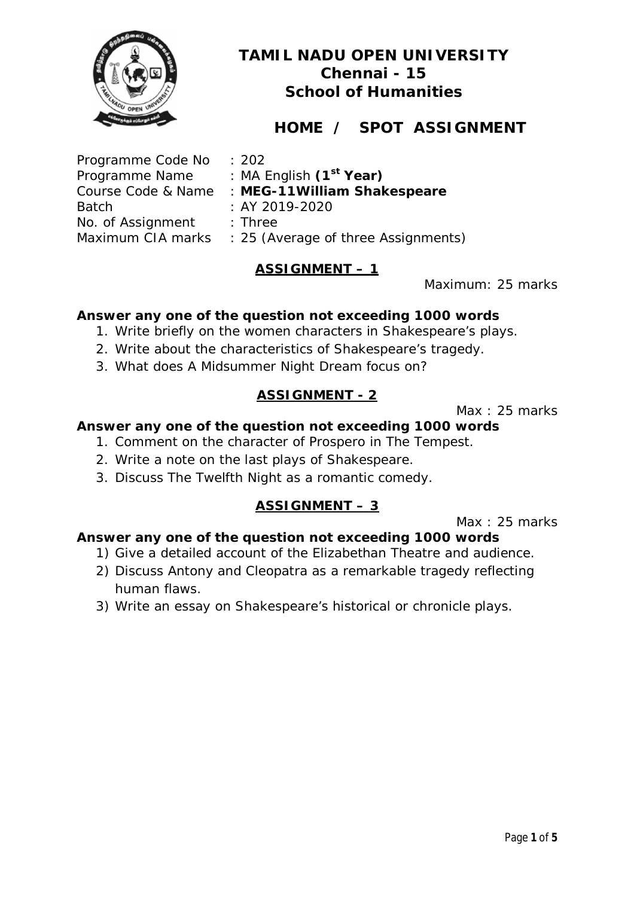# TAMIL NADU OPEN UNIVERSITY
## Chennai - 15
## School of Humanities

## HOME / SPOT ASSIGNMENT

Programme Code No : 202
Programme Name : MA English **(1st Year)**
Course Code & Name : **MEG-11William Shakespeare**
Batch : AY 2019-2020
No. of Assignment : Three
Maximum CIA marks : 25 (Average of three Assignments)

### ASSIGNMENT – 1

Maximum: 25 marks

**Answer any one of the question not exceeding 1000 words**

1. Write briefly on the women characters in Shakespeare's plays.
2. Write about the characteristics of Shakespeare's tragedy.
3. What does A Midsummer Night Dream focus on?

### ASSIGNMENT - 2

Max : 25 marks

**Answer any one of the question not exceeding 1000 words**

1. Comment on the character of Prospero in The Tempest.
2. Write a note on the last plays of Shakespeare.
3. Discuss The Twelfth Night as a romantic comedy.

### ASSIGNMENT – 3

Max : 25 marks

**Answer any one of the question not exceeding 1000 words**

1) Give a detailed account of the Elizabethan Theatre and audience.
2) Discuss Antony and Cleopatra as a remarkable tragedy reflecting human flaws.
3) Write an essay on Shakespeare's historical or chronicle plays.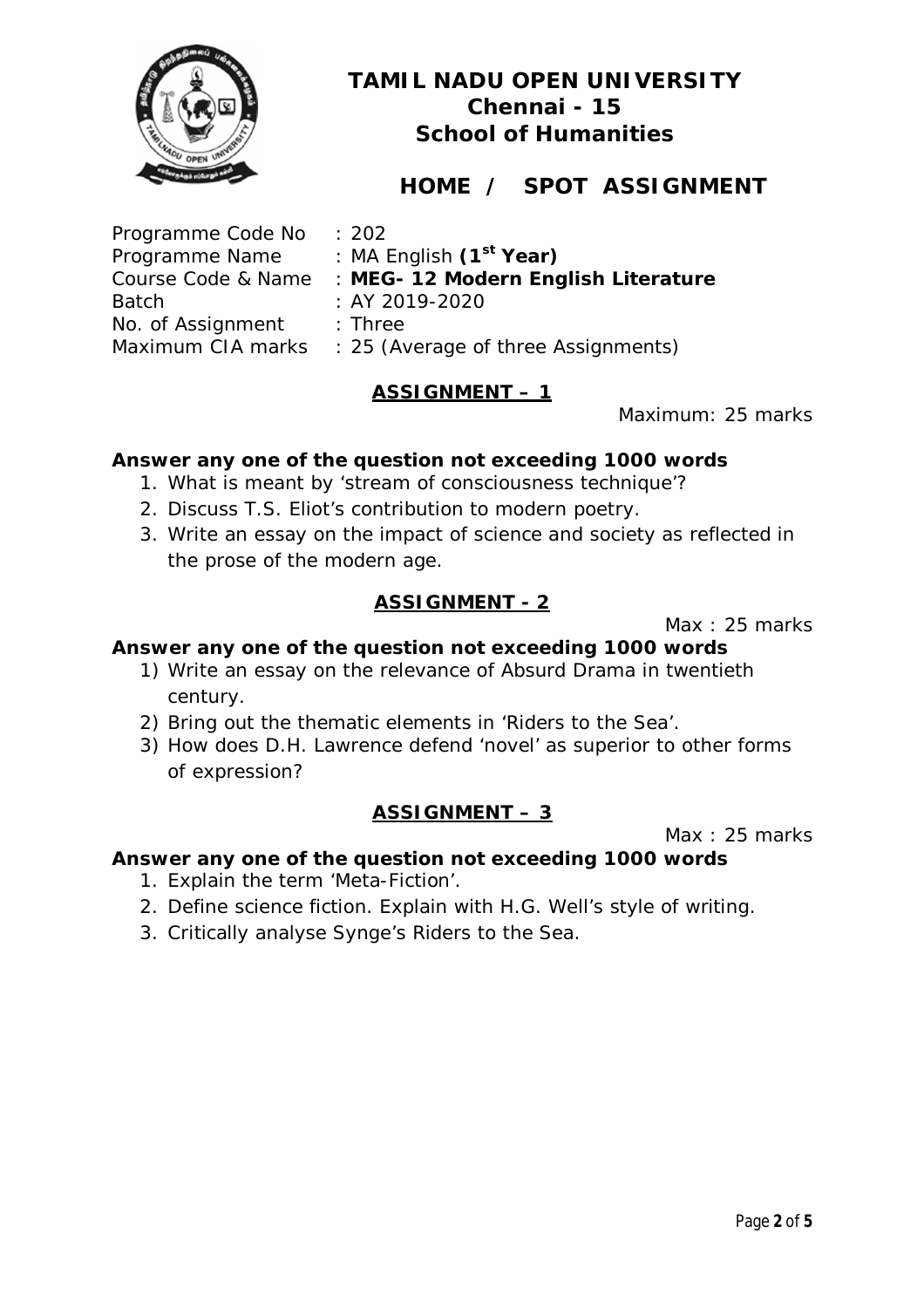# TAMIL NADU OPEN UNIVERSITY
## Chennai - 15
## School of Humanities

## HOME / SPOT ASSIGNMENT

Programme Code No : 202
Programme Name : MA English **(1st Year)**
Course Code & Name : **MEG- 12 Modern English Literature**
Batch : AY 2019-2020
No. of Assignment : Three
Maximum CIA marks : 25 (Average of three Assignments)

### ASSIGNMENT – 1

Maximum: 25 marks

**Answer any one of the question not exceeding 1000 words**

1. What is meant by 'stream of consciousness technique'?
2. Discuss T.S. Eliot's contribution to modern poetry.
3. Write an essay on the impact of science and society as reflected in the prose of the modern age.

### ASSIGNMENT - 2

Max : 25 marks

**Answer any one of the question not exceeding 1000 words**

1) Write an essay on the relevance of Absurd Drama in twentieth century.
2) Bring out the thematic elements in 'Riders to the Sea'.
3) How does D.H. Lawrence defend 'novel' as superior to other forms of expression?

### ASSIGNMENT – 3

Max : 25 marks

**Answer any one of the question not exceeding 1000 words**

1. Explain the term 'Meta-Fiction'.
2. Define science fiction. Explain with H.G. Well's style of writing.
3. Critically analyse Synge's Riders to the Sea.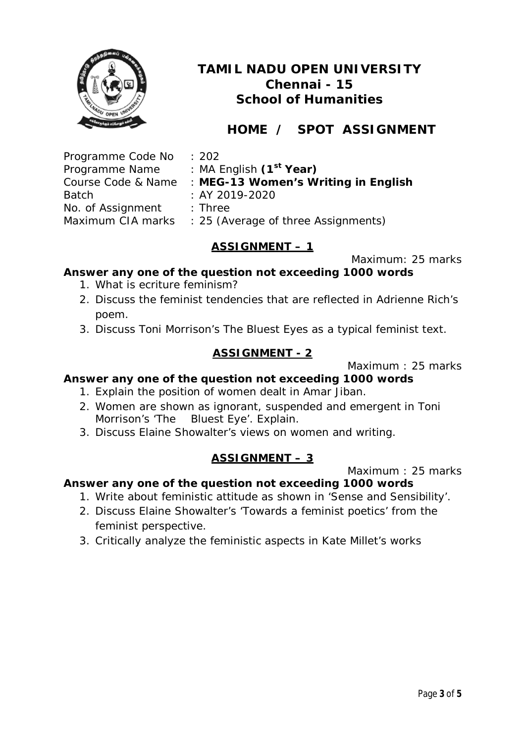# TAMIL NADU OPEN UNIVERSITY
## Chennai - 15
## School of Humanities

## HOME / SPOT ASSIGNMENT

Programme Code No : 202
Programme Name : MA English **(1st Year)**
Course Code & Name : **MEG-13 Women's Writing in English**
Batch : AY 2019-2020
No. of Assignment : Three
Maximum CIA marks : 25 (Average of three Assignments)

### ASSIGNMENT – 1

Maximum: 25 marks

**Answer any one of the question not exceeding 1000 words**

1. What is ecriture feminism?
2. Discuss the feminist tendencies that are reflected in Adrienne Rich's poem.
3. Discuss Toni Morrison's The Bluest Eyes as a typical feminist text.

### ASSIGNMENT - 2

Maximum : 25 marks

**Answer any one of the question not exceeding 1000 words**

1. Explain the position of women dealt in Amar Jiban.
2. Women are shown as ignorant, suspended and emergent in Toni Morrison's 'The Bluest Eye'. Explain.
3. Discuss Elaine Showalter's views on women and writing.

### ASSIGNMENT – 3

Maximum : 25 marks

**Answer any one of the question not exceeding 1000 words**

1. Write about feministic attitude as shown in 'Sense and Sensibility'.
2. Discuss Elaine Showalter's 'Towards a feminist poetics' from the feminist perspective.
3. Critically analyze the feministic aspects in Kate Millet's works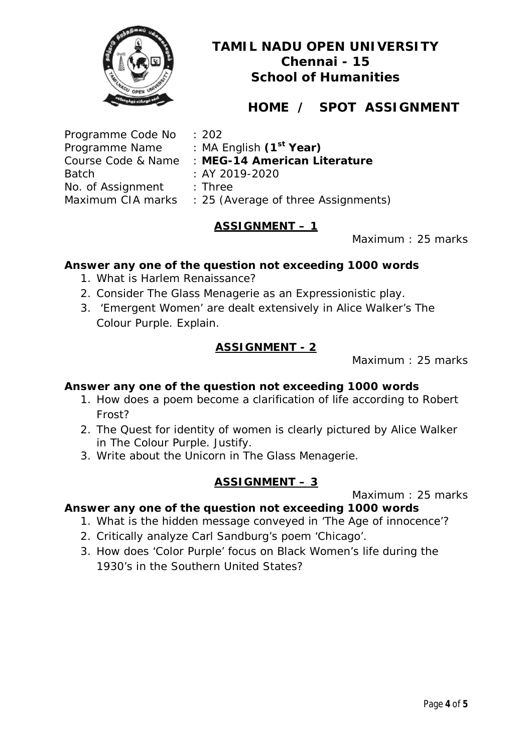# TAMIL NADU OPEN UNIVERSITY
## Chennai - 15
## School of Humanities

## HOME / SPOT ASSIGNMENT

Programme Code No : 202
Programme Name : MA English **(1st Year)**
Course Code & Name : **MEG-14 American Literature**
Batch : AY 2019-2020
No. of Assignment : Three
Maximum CIA marks : 25 (Average of three Assignments)

### ASSIGNMENT – 1

Maximum : 25 marks

**Answer any one of the question not exceeding 1000 words**

1. What is Harlem Renaissance?
2. Consider The Glass Menagerie as an Expressionistic play.
3. 'Emergent Women' are dealt extensively in Alice Walker's The Colour Purple. Explain.

### ASSIGNMENT - 2

Maximum : 25 marks

**Answer any one of the question not exceeding 1000 words**

1. How does a poem become a clarification of life according to Robert Frost?
2. The Quest for identity of women is clearly pictured by Alice Walker in The Colour Purple. Justify.
3. Write about the Unicorn in The Glass Menagerie.

### ASSIGNMENT – 3

Maximum : 25 marks

**Answer any one of the question not exceeding 1000 words**

1. What is the hidden message conveyed in 'The Age of innocence'?
2. Critically analyze Carl Sandburg's poem 'Chicago'.
3. How does 'Color Purple' focus on Black Women's life during the 1930's in the Southern United States?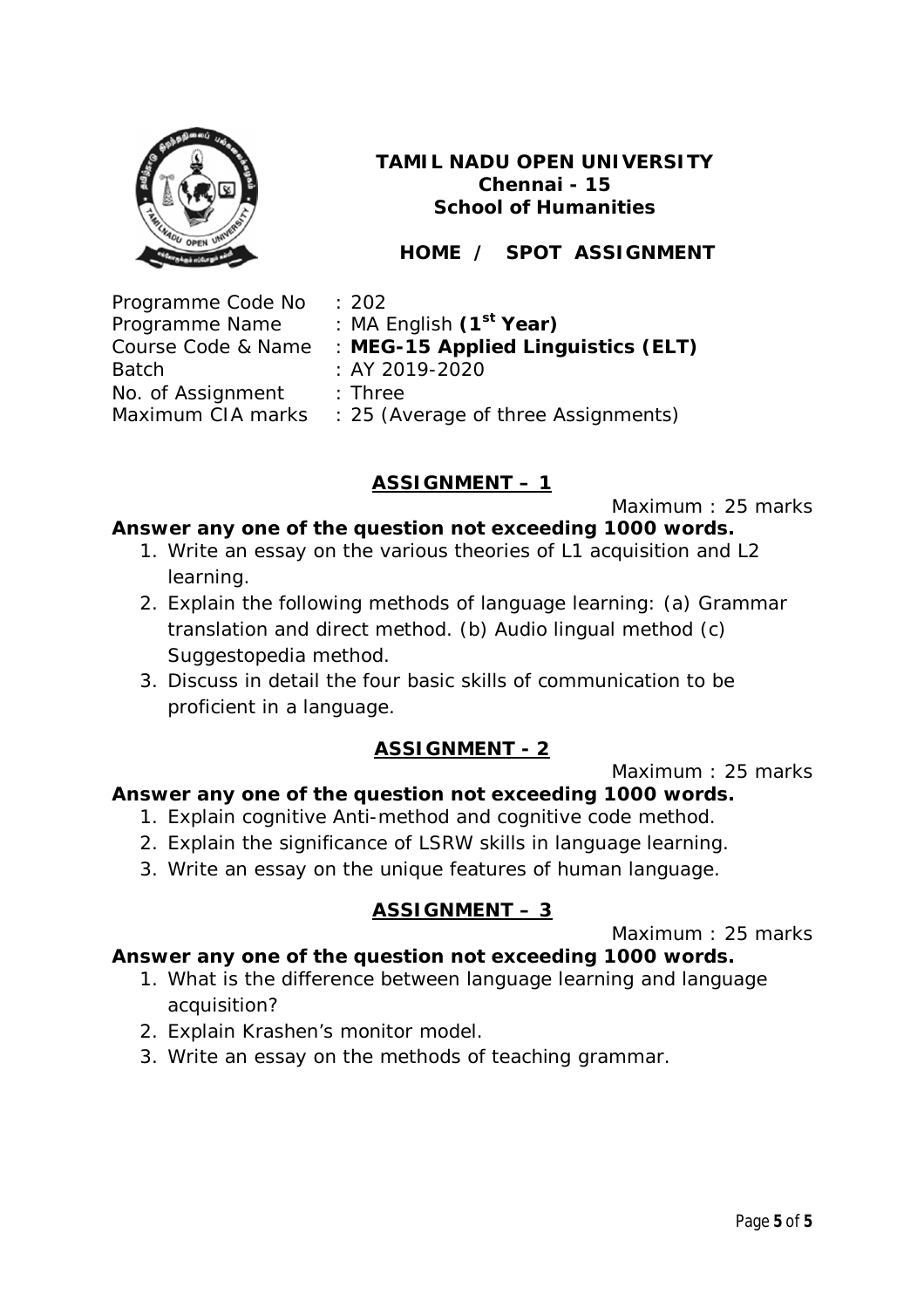**TAMIL NADU OPEN UNIVERSITY**
**Chennai - 15**
**School of Humanities**

**HOME / SPOT ASSIGNMENT**

| | |
|---|---|
| Programme Code No | : 202 |
| Programme Name | : MA English **(1st Year)** |
| Course Code & Name | : **MEG-15 Applied Linguistics (ELT)** |
| Batch | : AY 2019-2020 |
| No. of Assignment | : Three |
| Maximum CIA marks | : 25 (Average of three Assignments) |

## ASSIGNMENT – 1

Maximum : 25 marks

**Answer any one of the question not exceeding 1000 words.**

1. Write an essay on the various theories of L1 acquisition and L2 learning.
2. Explain the following methods of language learning: (a) Grammar translation and direct method. (b) Audio lingual method (c) Suggestopedia method.
3. Discuss in detail the four basic skills of communication to be proficient in a language.

## ASSIGNMENT - 2

Maximum : 25 marks

**Answer any one of the question not exceeding 1000 words.**

1. Explain cognitive Anti-method and cognitive code method.
2. Explain the significance of LSRW skills in language learning.
3. Write an essay on the unique features of human language.

## ASSIGNMENT – 3

Maximum : 25 marks

**Answer any one of the question not exceeding 1000 words.**

1. What is the difference between language learning and language acquisition?
2. Explain Krashen's monitor model.
3. Write an essay on the methods of teaching grammar.